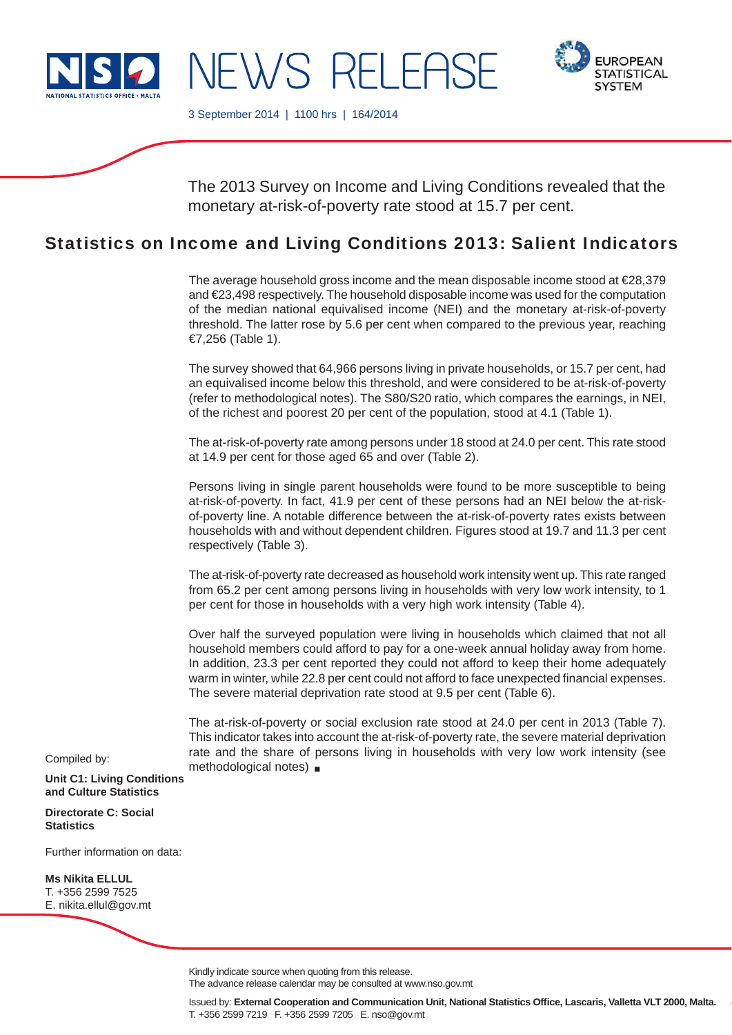# NEWS RELEASE

3 September 2014 | 1100 hrs | 164/2014

The 2013 Survey on Income and Living Conditions revealed that the monetary at-risk-of-poverty rate stood at 15.7 per cent.

## Statistics on Income and Living Conditions 2013: Salient Indicators

The average household gross income and the mean disposable income stood at €28,379 and €23,498 respectively. The household disposable income was used for the computation of the median national equivalised income (NEI) and the monetary at-risk-of-poverty threshold. The latter rose by 5.6 per cent when compared to the previous year, reaching €7,256 (Table 1).

The survey showed that 64,966 persons living in private households, or 15.7 per cent, had an equivalised income below this threshold, and were considered to be at-risk-of-poverty (refer to methodological notes). The S80/S20 ratio, which compares the earnings, in NEI, of the richest and poorest 20 per cent of the population, stood at 4.1 (Table 1).

The at-risk-of-poverty rate among persons under 18 stood at 24.0 per cent. This rate stood at 14.9 per cent for those aged 65 and over (Table 2).

Persons living in single parent households were found to be more susceptible to being at-risk-of-poverty. In fact, 41.9 per cent of these persons had an NEI below the at-risk-of-poverty line. A notable difference between the at-risk-of-poverty rates exists between households with and without dependent children. Figures stood at 19.7 and 11.3 per cent respectively (Table 3).

The at-risk-of-poverty rate decreased as household work intensity went up. This rate ranged from 65.2 per cent among persons living in households with very low work intensity, to 1 per cent for those in households with a very high work intensity (Table 4).

Over half the surveyed population were living in households which claimed that not all household members could afford to pay for a one-week annual holiday away from home. In addition, 23.3 per cent reported they could not afford to keep their home adequately warm in winter, while 22.8 per cent could not afford to face unexpected financial expenses. The severe material deprivation rate stood at 9.5 per cent (Table 6).

The at-risk-of-poverty or social exclusion rate stood at 24.0 per cent in 2013 (Table 7). This indicator takes into account the at-risk-of-poverty rate, the severe material deprivation rate and the share of persons living in households with very low work intensity (see methodological notes) ■

Compiled by:

**Unit C1: Living Conditions and Culture Statistics**

**Directorate C: Social Statistics**

Further information on data:

**Ms Nikita ELLUL**
T. +356 2599 7525
E. nikita.ellul@gov.mt

Kindly indicate source when quoting from this release.
The advance release calendar may be consulted at www.nso.gov.mt

Issued by: **External Cooperation and Communication Unit, National Statistics Office, Lascaris, Valletta VLT 2000, Malta.**
T. +356 2599 7219 F. +356 2599 7205 E. nso@gov.mt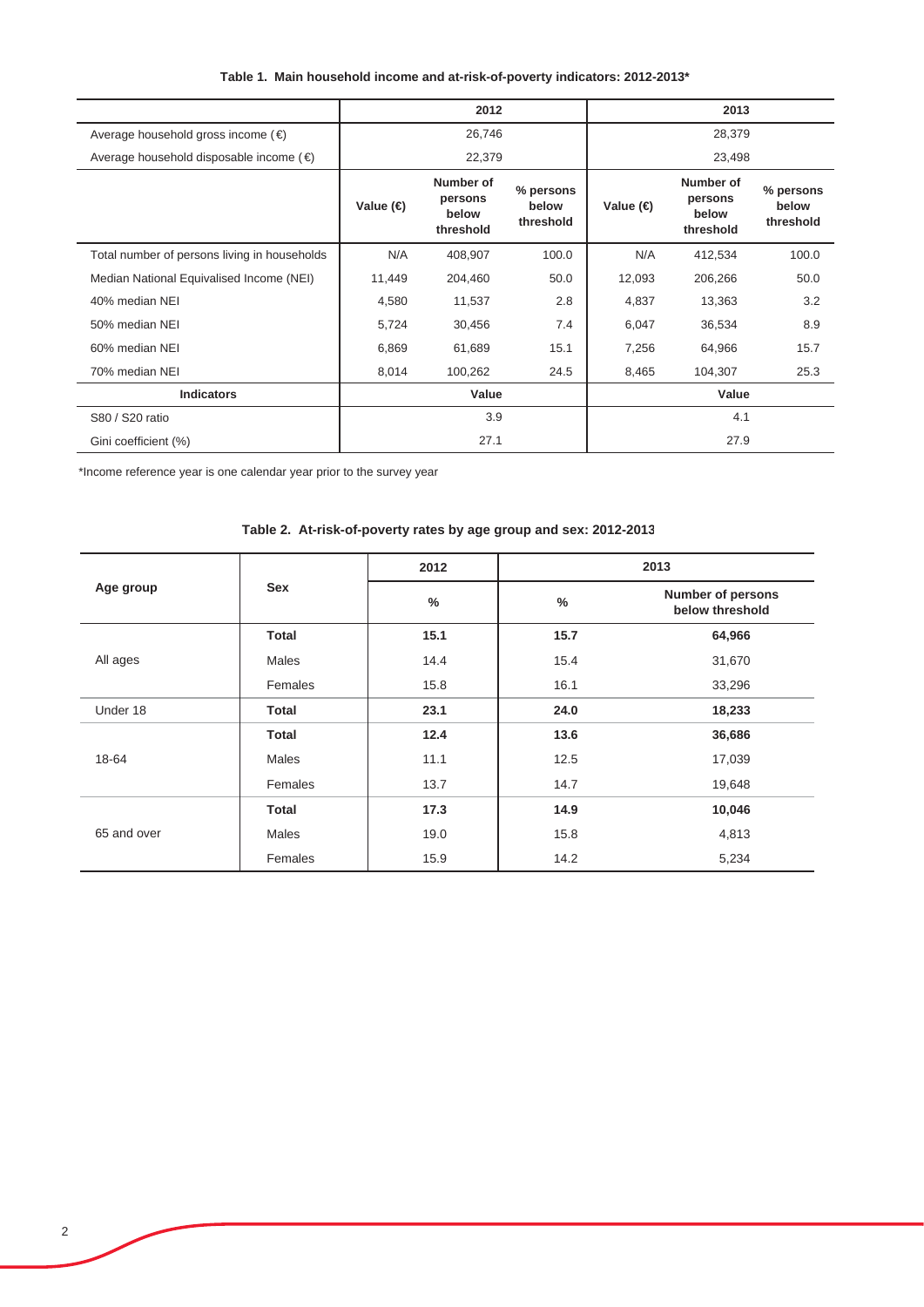**Table 1. Main household income and at-risk-of-poverty indicators: 2012-2013***

| | 2012 | | | 2013 | | |
|---|---|---|---|---|---|---|
| Average household gross income (€) | 26,746 | | | 28,379 | | |
| Average household disposable income (€) | 22,379 | | | 23,498 | | |
| | Value (€) | Number of persons below threshold | % persons below threshold | Value (€) | Number of persons below threshold | % persons below threshold |
| Total number of persons living in households | N/A | 408,907 | 100.0 | N/A | 412,534 | 100.0 |
| Median National Equivalised Income (NEI) | 11,449 | 204,460 | 50.0 | 12,093 | 206,266 | 50.0 |
| 40% median NEI | 4,580 | 11,537 | 2.8 | 4,837 | 13,363 | 3.2 |
| 50% median NEI | 5,724 | 30,456 | 7.4 | 6,047 | 36,534 | 8.9 |
| 60% median NEI | 6,869 | 61,689 | 15.1 | 7,256 | 64,966 | 15.7 |
| 70% median NEI | 8,014 | 100,262 | 24.5 | 8,465 | 104,307 | 25.3 |
| **Indicators** | **Value** | | | **Value** | | |
| S80 / S20 ratio | 3.9 | | | 4.1 | | |
| Gini coefficient (%) | 27.1 | | | 27.9 | | |

*Income reference year is one calendar year prior to the survey year

**Table 2. At-risk-of-poverty rates by age group and sex: 2012-2013**

| Age group | Sex | 2012 | 2013 | |
|---|---|---|---|---|
| | | % | % | Number of persons below threshold |
| All ages | **Total** | **15.1** | **15.7** | **64,966** |
| | Males | 14.4 | 15.4 | 31,670 |
| | Females | 15.8 | 16.1 | 33,296 |
| Under 18 | **Total** | **23.1** | **24.0** | **18,233** |
| 18-64 | **Total** | **12.4** | **13.6** | **36,686** |
| | Males | 11.1 | 12.5 | 17,039 |
| | Females | 13.7 | 14.7 | 19,648 |
| 65 and over | **Total** | **17.3** | **14.9** | **10,046** |
| | Males | 19.0 | 15.8 | 4,813 |
| | Females | 15.9 | 14.2 | 5,234 |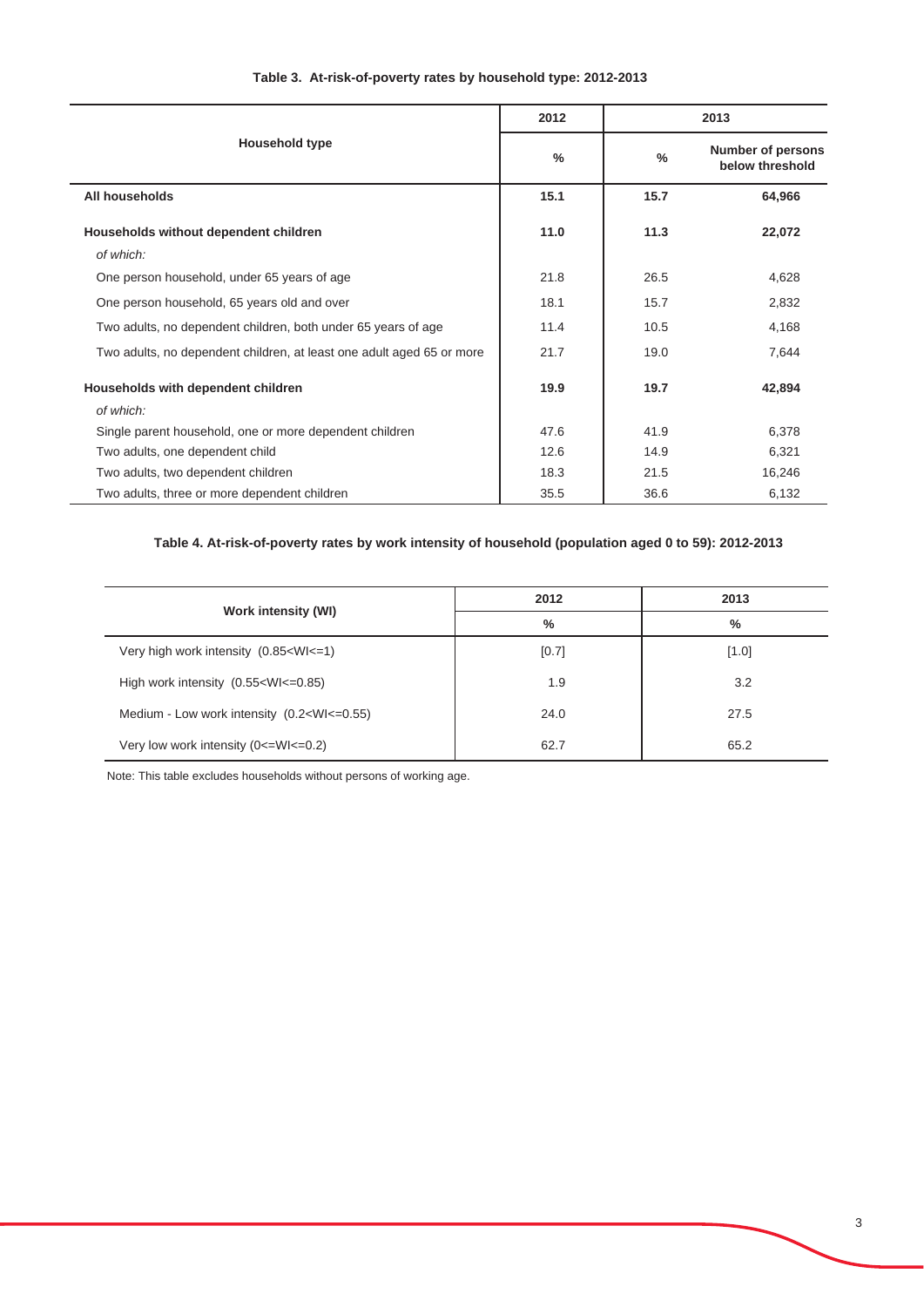**Table 3. At-risk-of-poverty rates by household type: 2012-2013**

| Household type | 2012 | 2013 | |
|---|---|---|---|
| | % | % | Number of persons below threshold |
| **All households** | **15.1** | **15.7** | **64,966** |
| **Households without dependent children** | **11.0** | **11.3** | **22,072** |
| *of which:* | | | |
| One person household, under 65 years of age | 21.8 | 26.5 | 4,628 |
| One person household, 65 years old and over | 18.1 | 15.7 | 2,832 |
| Two adults, no dependent children, both under 65 years of age | 11.4 | 10.5 | 4,168 |
| Two adults, no dependent children, at least one adult aged 65 or more | 21.7 | 19.0 | 7,644 |
| **Households with dependent children** | **19.9** | **19.7** | **42,894** |
| *of which:* | | | |
| Single parent household, one or more dependent children | 47.6 | 41.9 | 6,378 |
| Two adults, one dependent child | 12.6 | 14.9 | 6,321 |
| Two adults, two dependent children | 18.3 | 21.5 | 16,246 |
| Two adults, three or more dependent children | 35.5 | 36.6 | 6,132 |

**Table 4. At-risk-of-poverty rates by work intensity of household (population aged 0 to 59): 2012-2013**

| Work intensity (WI) | 2012 | 2013 |
|---|---|---|
| | % | % |
| Very high work intensity (0.85<WI<=1) | [0.7] | [1.0] |
| High work intensity (0.55<WI<=0.85) | 1.9 | 3.2 |
| Medium - Low work intensity (0.2<WI<=0.55) | 24.0 | 27.5 |
| Very low work intensity (0<=WI<=0.2) | 62.7 | 65.2 |

Note: This table excludes households without persons of working age.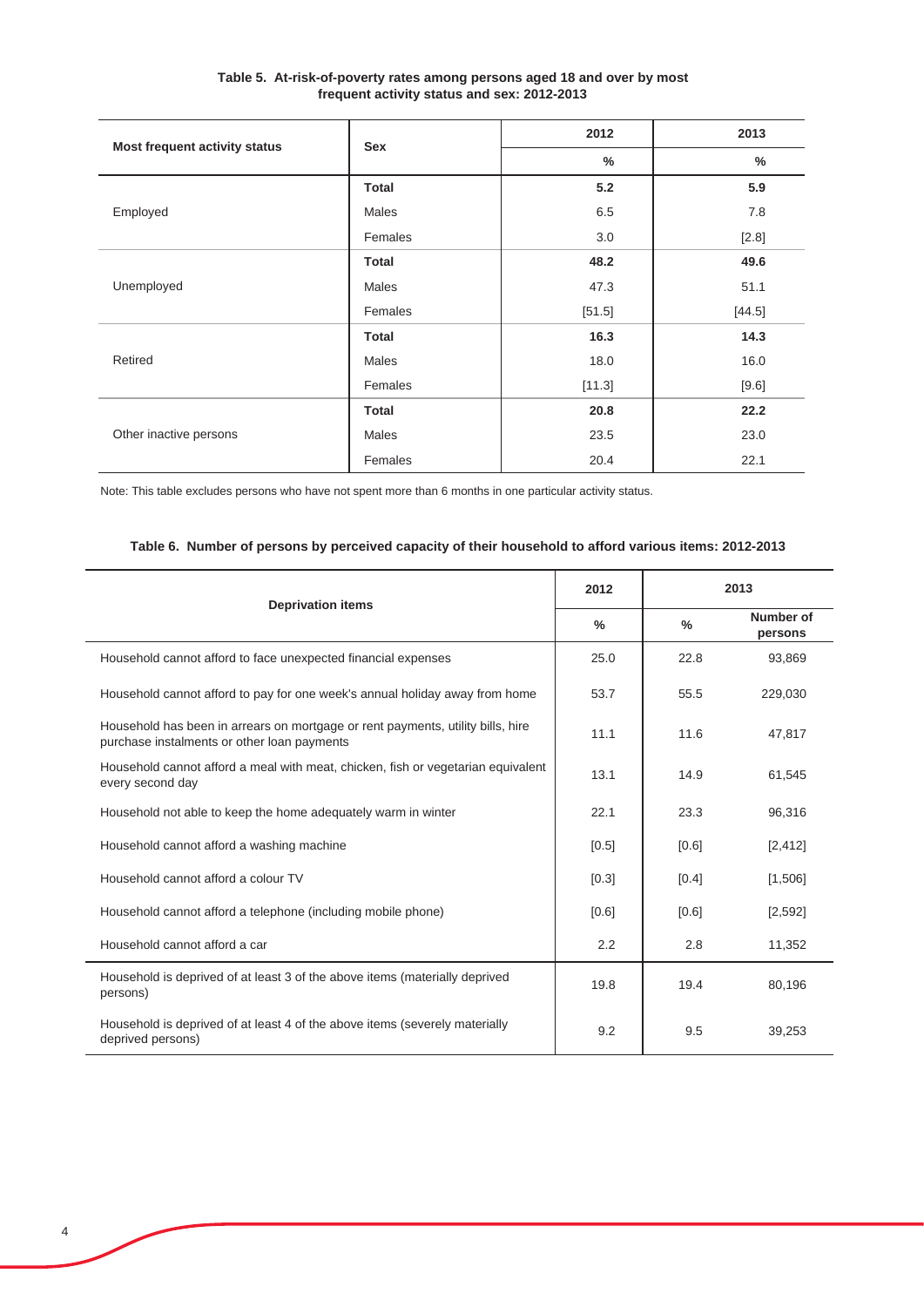**Table 5. At-risk-of-poverty rates among persons aged 18 and over by most frequent activity status and sex: 2012-2013**

| Most frequent activity status | Sex | 2012 | 2013 |
|---|---|---|---|
| | | % | % |
| Employed | **Total** | **5.2** | **5.9** |
| | Males | 6.5 | 7.8 |
| | Females | 3.0 | [2.8] |
| Unemployed | **Total** | **48.2** | **49.6** |
| | Males | 47.3 | 51.1 |
| | Females | [51.5] | [44.5] |
| Retired | **Total** | **16.3** | **14.3** |
| | Males | 18.0 | 16.0 |
| | Females | [11.3] | [9.6] |
| Other inactive persons | **Total** | **20.8** | **22.2** |
| | Males | 23.5 | 23.0 |
| | Females | 20.4 | 22.1 |

Note: This table excludes persons who have not spent more than 6 months in one particular activity status.

**Table 6. Number of persons by perceived capacity of their household to afford various items: 2012-2013**

| Deprivation items | 2012 | 2013 | |
|---|---|---|---|
| | % | % | Number of persons |
| Household cannot afford to face unexpected financial expenses | 25.0 | 22.8 | 93,869 |
| Household cannot afford to pay for one week's annual holiday away from home | 53.7 | 55.5 | 229,030 |
| Household has been in arrears on mortgage or rent payments, utility bills, hire purchase instalments or other loan payments | 11.1 | 11.6 | 47,817 |
| Household cannot afford a meal with meat, chicken, fish or vegetarian equivalent every second day | 13.1 | 14.9 | 61,545 |
| Household not able to keep the home adequately warm in winter | 22.1 | 23.3 | 96,316 |
| Household cannot afford a washing machine | [0.5] | [0.6] | [2,412] |
| Household cannot afford a colour TV | [0.3] | [0.4] | [1,506] |
| Household cannot afford a telephone (including mobile phone) | [0.6] | [0.6] | [2,592] |
| Household cannot afford a car | 2.2 | 2.8 | 11,352 |
| Household is deprived of at least 3 of the above items (materially deprived persons) | 19.8 | 19.4 | 80,196 |
| Household is deprived of at least 4 of the above items (severely materially deprived persons) | 9.2 | 9.5 | 39,253 |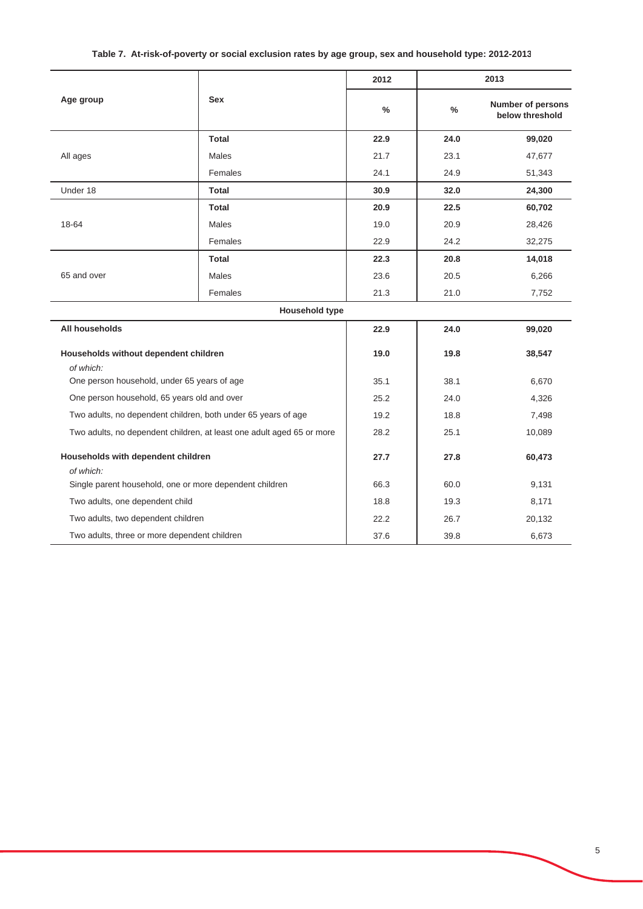**Table 7. At-risk-of-poverty or social exclusion rates by age group, sex and household type: 2012-2013**

| Age group | Sex | 2012 | 2013 | |
|---|---|---|---|---|
| | | % | % | Number of persons below threshold |
| All ages | **Total** | **22.9** | **24.0** | **99,020** |
| | Males | 21.7 | 23.1 | 47,677 |
| | Females | 24.1 | 24.9 | 51,343 |
| Under 18 | **Total** | **30.9** | **32.0** | **24,300** |
| 18-64 | **Total** | **20.9** | **22.5** | **60,702** |
| | Males | 19.0 | 20.9 | 28,426 |
| | Females | 22.9 | 24.2 | 32,275 |
| 65 and over | **Total** | **22.3** | **20.8** | **14,018** |
| | Males | 23.6 | 20.5 | 6,266 |
| | Females | 21.3 | 21.0 | 7,752 |
| **Household type** | | | | |
| **All households** | | **22.9** | **24.0** | **99,020** |
| **Households without dependent children** | | **19.0** | **19.8** | **38,547** |
| *of which:* | | | | |
| One person household, under 65 years of age | | 35.1 | 38.1 | 6,670 |
| One person household, 65 years old and over | | 25.2 | 24.0 | 4,326 |
| Two adults, no dependent children, both under 65 years of age | | 19.2 | 18.8 | 7,498 |
| Two adults, no dependent children, at least one adult aged 65 or more | | 28.2 | 25.1 | 10,089 |
| **Households with dependent children** | | **27.7** | **27.8** | **60,473** |
| *of which:* | | | | |
| Single parent household, one or more dependent children | | 66.3 | 60.0 | 9,131 |
| Two adults, one dependent child | | 18.8 | 19.3 | 8,171 |
| Two adults, two dependent children | | 22.2 | 26.7 | 20,132 |
| Two adults, three or more dependent children | | 37.6 | 39.8 | 6,673 |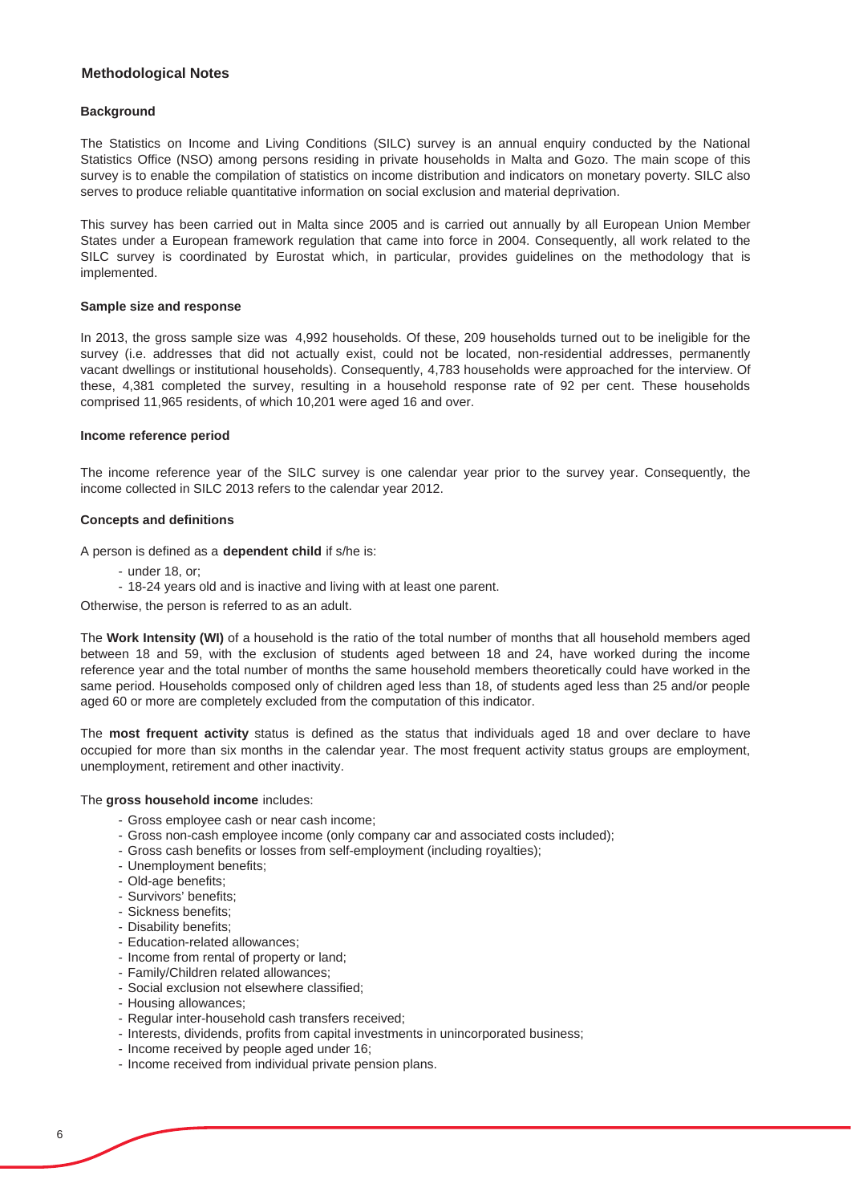## Methodological Notes

### Background

The Statistics on Income and Living Conditions (SILC) survey is an annual enquiry conducted by the National Statistics Office (NSO) among persons residing in private households in Malta and Gozo. The main scope of this survey is to enable the compilation of statistics on income distribution and indicators on monetary poverty. SILC also serves to produce reliable quantitative information on social exclusion and material deprivation.

This survey has been carried out in Malta since 2005 and is carried out annually by all European Union Member States under a European framework regulation that came into force in 2004. Consequently, all work related to the SILC survey is coordinated by Eurostat which, in particular, provides guidelines on the methodology that is implemented.

### Sample size and response

In 2013, the gross sample size was 4,992 households. Of these, 209 households turned out to be ineligible for the survey (i.e. addresses that did not actually exist, could not be located, non-residential addresses, permanently vacant dwellings or institutional households). Consequently, 4,783 households were approached for the interview. Of these, 4,381 completed the survey, resulting in a household response rate of 92 per cent. These households comprised 11,965 residents, of which 10,201 were aged 16 and over.

### Income reference period

The income reference year of the SILC survey is one calendar year prior to the survey year. Consequently, the income collected in SILC 2013 refers to the calendar year 2012.

### Concepts and definitions

A person is defined as a **dependent child** if s/he is:

- under 18, or;
- 18-24 years old and is inactive and living with at least one parent.

Otherwise, the person is referred to as an adult.

The **Work Intensity (WI)** of a household is the ratio of the total number of months that all household members aged between 18 and 59, with the exclusion of students aged between 18 and 24, have worked during the income reference year and the total number of months the same household members theoretically could have worked in the same period. Households composed only of children aged less than 18, of students aged less than 25 and/or people aged 60 or more are completely excluded from the computation of this indicator.

The **most frequent activity** status is defined as the status that individuals aged 18 and over declare to have occupied for more than six months in the calendar year. The most frequent activity status groups are employment, unemployment, retirement and other inactivity.

The **gross household income** includes:

- Gross employee cash or near cash income;
- Gross non-cash employee income (only company car and associated costs included);
- Gross cash benefits or losses from self-employment (including royalties);
- Unemployment benefits;
- Old-age benefits;
- Survivors' benefits;
- Sickness benefits;
- Disability benefits;
- Education-related allowances;
- Income from rental of property or land;
- Family/Children related allowances;
- Social exclusion not elsewhere classified;
- Housing allowances;
- Regular inter-household cash transfers received;
- Interests, dividends, profits from capital investments in unincorporated business;
- Income received by people aged under 16;
- Income received from individual private pension plans.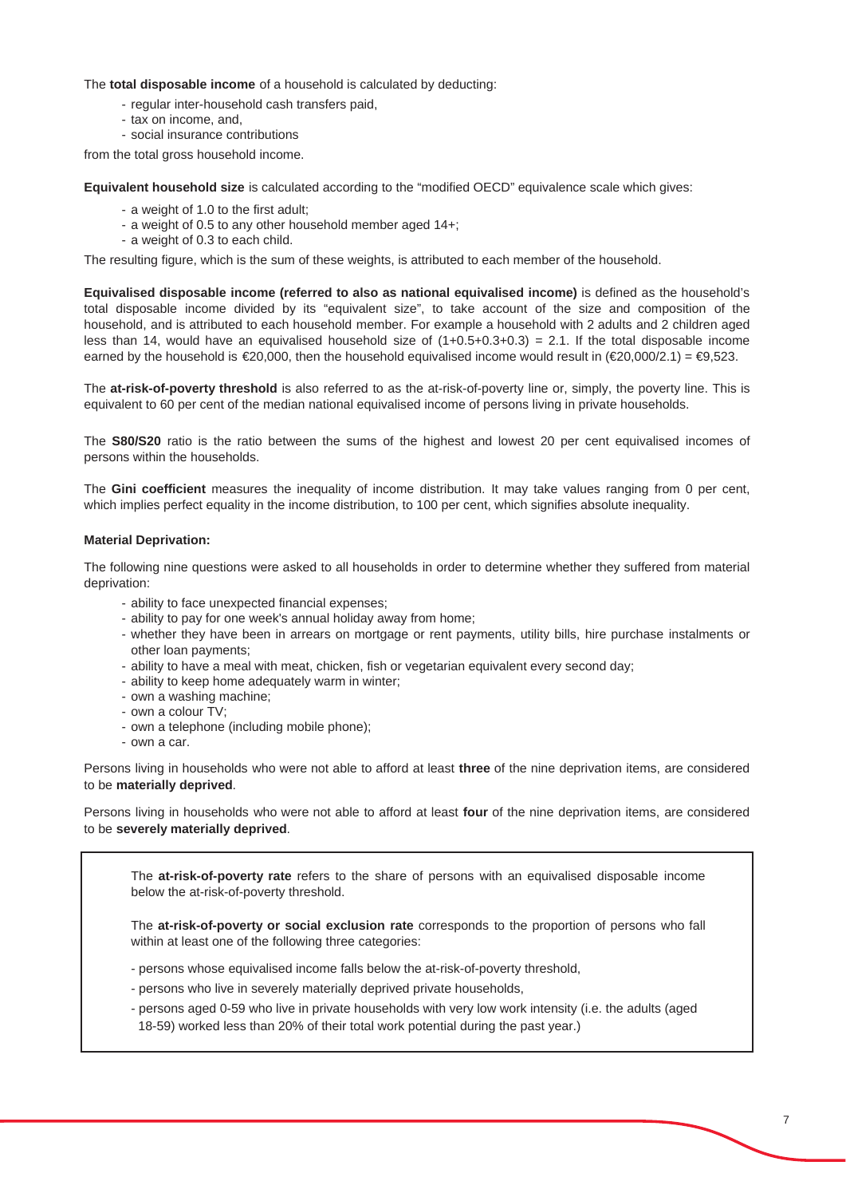The **total disposable income** of a household is calculated by deducting:

- regular inter-household cash transfers paid,
- tax on income, and,
- social insurance contributions

from the total gross household income.

**Equivalent household size** is calculated according to the "modified OECD" equivalence scale which gives:

- a weight of 1.0 to the first adult;
- a weight of 0.5 to any other household member aged 14+;
- a weight of 0.3 to each child.

The resulting figure, which is the sum of these weights, is attributed to each member of the household.

**Equivalised disposable income (referred to also as national equivalised income)** is defined as the household's total disposable income divided by its "equivalent size", to take account of the size and composition of the household, and is attributed to each household member. For example a household with 2 adults and 2 children aged less than 14, would have an equivalised household size of (1+0.5+0.3+0.3) = 2.1. If the total disposable income earned by the household is €20,000, then the household equivalised income would result in (€20,000/2.1) = €9,523.

The **at-risk-of-poverty threshold** is also referred to as the at-risk-of-poverty line or, simply, the poverty line. This is equivalent to 60 per cent of the median national equivalised income of persons living in private households.

The **S80/S20** ratio is the ratio between the sums of the highest and lowest 20 per cent equivalised incomes of persons within the households.

The **Gini coefficient** measures the inequality of income distribution. It may take values ranging from 0 per cent, which implies perfect equality in the income distribution, to 100 per cent, which signifies absolute inequality.

**Material Deprivation:**

The following nine questions were asked to all households in order to determine whether they suffered from material deprivation:

- ability to face unexpected financial expenses;
- ability to pay for one week's annual holiday away from home;
- whether they have been in arrears on mortgage or rent payments, utility bills, hire purchase instalments or other loan payments;
- ability to have a meal with meat, chicken, fish or vegetarian equivalent every second day;
- ability to keep home adequately warm in winter;
- own a washing machine;
- own a colour TV;
- own a telephone (including mobile phone);
- own a car.

Persons living in households who were not able to afford at least **three** of the nine deprivation items, are considered to be **materially deprived**.

Persons living in households who were not able to afford at least **four** of the nine deprivation items, are considered to be **severely materially deprived**.

The **at-risk-of-poverty rate** refers to the share of persons with an equivalised disposable income below the at-risk-of-poverty threshold.

The **at-risk-of-poverty or social exclusion rate** corresponds to the proportion of persons who fall within at least one of the following three categories:

- persons whose equivalised income falls below the at-risk-of-poverty threshold,
- persons who live in severely materially deprived private households,
- persons aged 0-59 who live in private households with very low work intensity (i.e. the adults (aged 18-59) worked less than 20% of their total work potential during the past year.)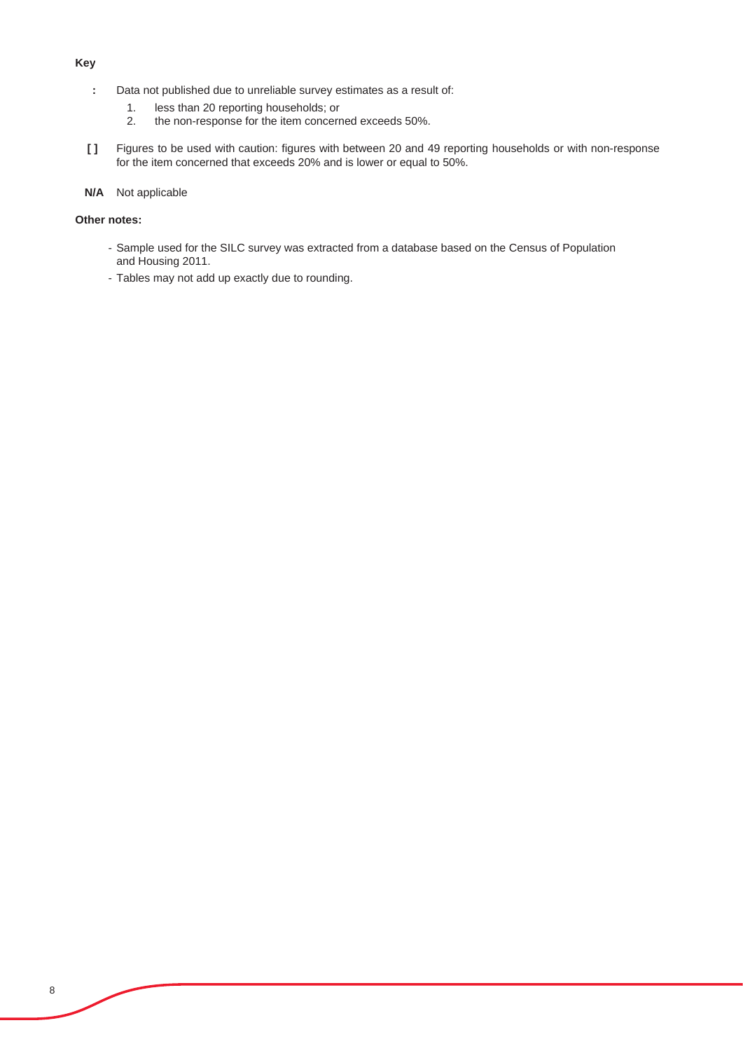**Key**

**:** Data not published due to unreliable survey estimates as a result of:

1. less than 20 reporting households; or
2. the non-response for the item concerned exceeds 50%.

**[ ]** Figures to be used with caution: figures with between 20 and 49 reporting households or with non-response for the item concerned that exceeds 20% and is lower or equal to 50%.

**N/A** Not applicable

**Other notes:**

- Sample used for the SILC survey was extracted from a database based on the Census of Population and Housing 2011.
- Tables may not add up exactly due to rounding.